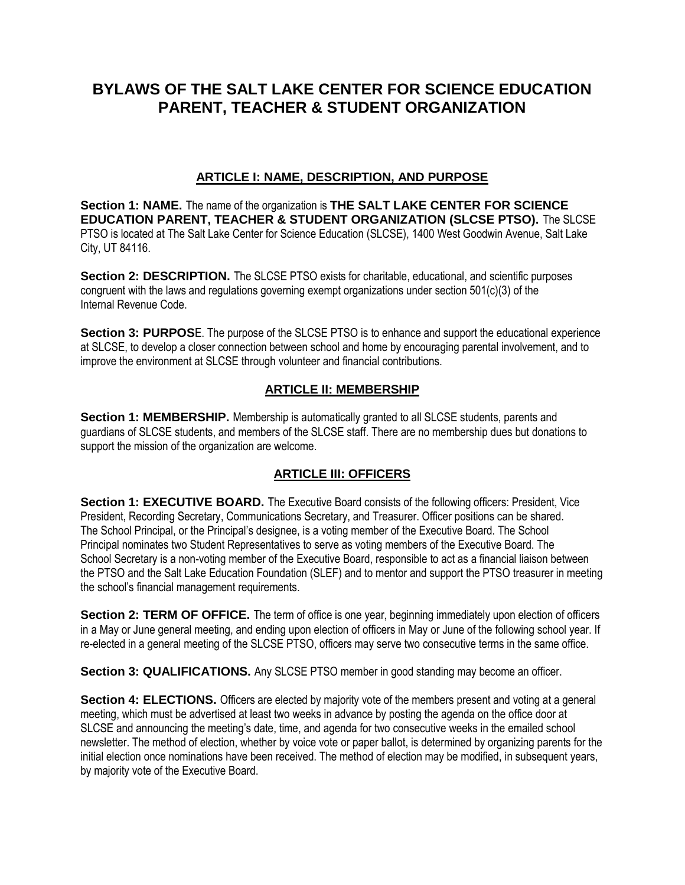# BYLAWS OF THE SALT LAKE CENTER FOR SCIENCE EDUCATION PARENT, TEACHER & STUDENT ORGANIZATION

## ARTICLE I: NAME, DESCRIPTION, AND PURPOSE

**Section 1: NAME.** The name of the organization is **THE SALT LAKE CENTER FOR SCIENCE EDUCATION PARENT, TEACHER & STUDENT ORGANIZATION (SLCSE PTSO).** The SLCSE PTSO is located at The Salt Lake Center for Science Education (SLCSE), 1400 West Goodwin Avenue, Salt Lake City, UT 84116.

**Section 2: DESCRIPTION.** The SLCSE PTSO exists for charitable, educational, and scientific purposes congruent with the laws and regulations governing exempt organizations under section 501(c)(3) of the Internal Revenue Code.

**Section 3: PURPOS**E. The purpose of the SLCSE PTSO is to enhance and support the educational experience at SLCSE, to develop a closer connection between school and home by encouraging parental involvement, and to improve the environment at SLCSE through volunteer and financial contributions.

## ARTICLE II: MEMBERSHIP

**Section 1: MEMBERSHIP.** Membership is automatically granted to all SLCSE students, parents and guardians of SLCSE students, and members of the SLCSE staff. There are no membership dues but donations to support the mission of the organization are welcome.

## ARTICLE III: OFFICERS

**Section 1: EXECUTIVE BOARD.** The Executive Board consists of the following officers: President, Vice President, Recording Secretary, Communications Secretary, and Treasurer. Officer positions can be shared. The School Principal, or the Principal's designee, is a voting member of the Executive Board. The School Principal nominates two Student Representatives to serve as voting members of the Executive Board. The School Secretary is a non-voting member of the Executive Board, responsible to act as a financial liaison between the PTSO and the Salt Lake Education Foundation (SLEF) and to mentor and support the PTSO treasurer in meeting the school's financial management requirements.

**Section 2: TERM OF OFFICE.** The term of office is one year, beginning immediately upon election of officers in a May or June general meeting, and ending upon election of officers in May or June of the following school year. If re-elected in a general meeting of the SLCSE PTSO, officers may serve two consecutive terms in the same office.

**Section 3: QUALIFICATIONS.** Any SLCSE PTSO member in good standing may become an officer.

**Section 4: ELECTIONS.** Officers are elected by majority vote of the members present and voting at a general meeting, which must be advertised at least two weeks in advance by posting the agenda on the office door at SLCSE and announcing the meeting's date, time, and agenda for two consecutive weeks in the emailed school newsletter. The method of election, whether by voice vote or paper ballot, is determined by organizing parents for the initial election once nominations have been received. The method of election may be modified, in subsequent years, by majority vote of the Executive Board.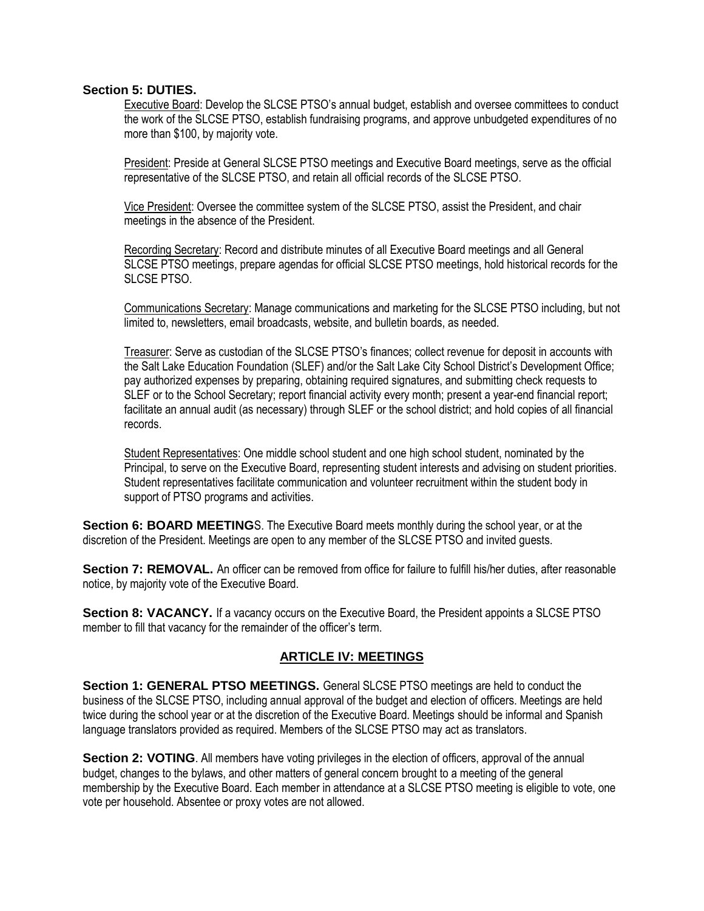**Section 5: DUTIES.**

Executive Board: Develop the SLCSE PTSO's annual budget, establish and oversee committees to conduct the work of the SLCSE PTSO, establish fundraising programs, and approve unbudgeted expenditures of no more than $100, by majority vote.

President: Preside at General SLCSE PTSO meetings and Executive Board meetings, serve as the official representative of the SLCSE PTSO, and retain all official records of the SLCSE PTSO.

Vice President: Oversee the committee system of the SLCSE PTSO, assist the President, and chair meetings in the absence of the President.

Recording Secretary: Record and distribute minutes of all Executive Board meetings and all General SLCSE PTSO meetings, prepare agendas for official SLCSE PTSO meetings, hold historical records for the SLCSE PTSO.

Communications Secretary: Manage communications and marketing for the SLCSE PTSO including, but not limited to, newsletters, email broadcasts, website, and bulletin boards, as needed.

Treasurer: Serve as custodian of the SLCSE PTSO's finances; collect revenue for deposit in accounts with the Salt Lake Education Foundation (SLEF) and/or the Salt Lake City School District's Development Office; pay authorized expenses by preparing, obtaining required signatures, and submitting check requests to SLEF or to the School Secretary; report financial activity every month; present a year-end financial report; facilitate an annual audit (as necessary) through SLEF or the school district; and hold copies of all financial records.

Student Representatives: One middle school student and one high school student, nominated by the Principal, to serve on the Executive Board, representing student interests and advising on student priorities. Student representatives facilitate communication and volunteer recruitment within the student body in support of PTSO programs and activities.

**Section 6: BOARD MEETINGS.** The Executive Board meets monthly during the school year, or at the discretion of the President. Meetings are open to any member of the SLCSE PTSO and invited guests.

**Section 7: REMOVAL.** An officer can be removed from office for failure to fulfill his/her duties, after reasonable notice, by majority vote of the Executive Board.

**Section 8: VACANCY.** If a vacancy occurs on the Executive Board, the President appoints a SLCSE PTSO member to fill that vacancy for the remainder of the officer's term.

## ARTICLE IV: MEETINGS

**Section 1: GENERAL PTSO MEETINGS.** General SLCSE PTSO meetings are held to conduct the business of the SLCSE PTSO, including annual approval of the budget and election of officers. Meetings are held twice during the school year or at the discretion of the Executive Board. Meetings should be informal and Spanish language translators provided as required. Members of the SLCSE PTSO may act as translators.

**Section 2: VOTING**. All members have voting privileges in the election of officers, approval of the annual budget, changes to the bylaws, and other matters of general concern brought to a meeting of the general membership by the Executive Board. Each member in attendance at a SLCSE PTSO meeting is eligible to vote, one vote per household. Absentee or proxy votes are not allowed.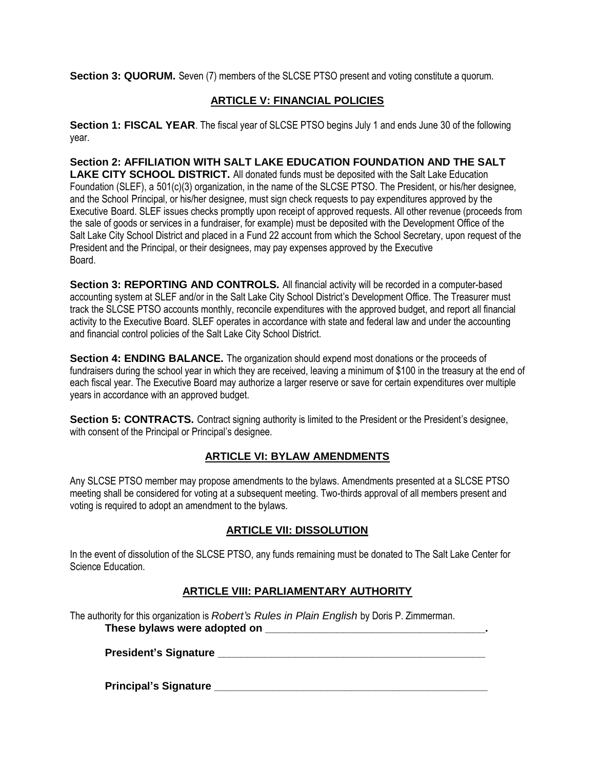**Section 3: QUORUM.** Seven (7) members of the SLCSE PTSO present and voting constitute a quorum.

## ARTICLE V: FINANCIAL POLICIES

**Section 1: FISCAL YEAR**. The fiscal year of SLCSE PTSO begins July 1 and ends June 30 of the following year.

**Section 2: AFFILIATION WITH SALT LAKE EDUCATION FOUNDATION AND THE SALT LAKE CITY SCHOOL DISTRICT.** All donated funds must be deposited with the Salt Lake Education Foundation (SLEF), a 501(c)(3) organization, in the name of the SLCSE PTSO. The President, or his/her designee, and the School Principal, or his/her designee, must sign check requests to pay expenditures approved by the Executive Board. SLEF issues checks promptly upon receipt of approved requests. All other revenue (proceeds from the sale of goods or services in a fundraiser, for example) must be deposited with the Development Office of the Salt Lake City School District and placed in a Fund 22 account from which the School Secretary, upon request of the President and the Principal, or their designees, may pay expenses approved by the Executive Board.

**Section 3: REPORTING AND CONTROLS.** All financial activity will be recorded in a computer-based accounting system at SLEF and/or in the Salt Lake City School District's Development Office. The Treasurer must track the SLCSE PTSO accounts monthly, reconcile expenditures with the approved budget, and report all financial activity to the Executive Board. SLEF operates in accordance with state and federal law and under the accounting and financial control policies of the Salt Lake City School District.

**Section 4: ENDING BALANCE.** The organization should expend most donations or the proceeds of fundraisers during the school year in which they are received, leaving a minimum of $100 in the treasury at the end of each fiscal year. The Executive Board may authorize a larger reserve or save for certain expenditures over multiple years in accordance with an approved budget.

**Section 5: CONTRACTS.** Contract signing authority is limited to the President or the President's designee, with consent of the Principal or Principal's designee.

## ARTICLE VI: BYLAW AMENDMENTS

Any SLCSE PTSO member may propose amendments to the bylaws. Amendments presented at a SLCSE PTSO meeting shall be considered for voting at a subsequent meeting. Two-thirds approval of all members present and voting is required to adopt an amendment to the bylaws.

## ARTICLE VII: DISSOLUTION

In the event of dissolution of the SLCSE PTSO, any funds remaining must be donated to The Salt Lake Center for Science Education.

## ARTICLE VIII: PARLIAMENTARY AUTHORITY

The authority for this organization is *Robert's Rules in Plain English* by Doris P. Zimmerman.

**These bylaws were adopted on \_\_\_\_\_\_\_\_\_\_\_\_\_\_\_\_\_\_\_\_\_\_\_\_\_\_\_\_\_\_\_\_\_\_\_\_\_\_.**

**President's Signature \_\_\_\_\_\_\_\_\_\_\_\_\_\_\_\_\_\_\_\_\_\_\_\_\_\_\_\_\_\_\_\_\_\_\_\_\_\_\_\_\_\_\_\_\_\_\_**

**Principal's Signature \_\_\_\_\_\_\_\_\_\_\_\_\_\_\_\_\_\_\_\_\_\_\_\_\_\_\_\_\_\_\_\_\_\_\_\_\_\_\_\_\_\_\_\_\_\_\_\_**